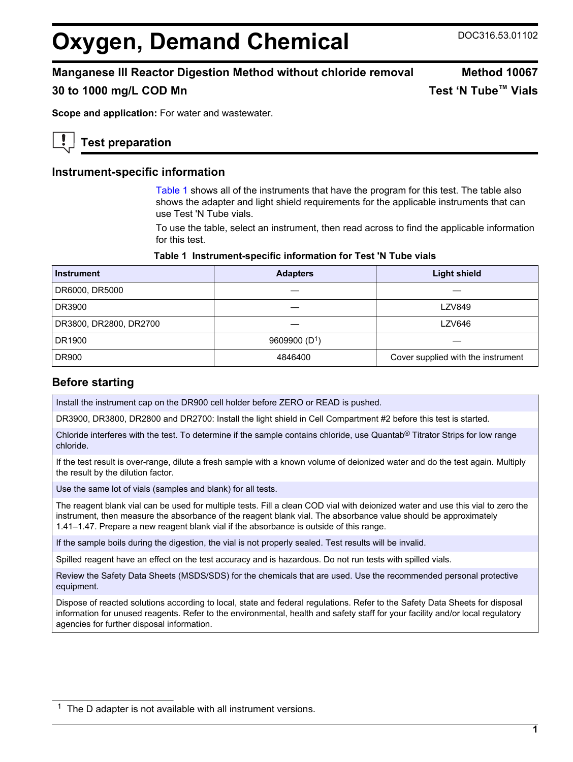# Oxygen, Demand Chemical

DOC316.53.01102

## Manganese III Reactor Digestion Method without chloride removal — Method 10067

## 30 to 1000 mg/L COD Mn — Test 'N Tube™ Vials

**Scope and application:** For water and wastewater.

## Test preparation

### Instrument-specific information

Table 1 shows all of the instruments that have the program for this test. The table also shows the adapter and light shield requirements for the applicable instruments that can use Test 'N Tube vials.

To use the table, select an instrument, then read across to find the applicable information for this test.

**Table 1 Instrument-specific information for Test 'N Tube vials**

| Instrument | Adapters | Light shield |
| --- | --- | --- |
| DR6000, DR5000 | — | — |
| DR3900 | — | LZV849 |
| DR3800, DR2800, DR2700 | — | LZV646 |
| DR1900 | 9609900 (D[1]) | — |
| DR900 | 4846400 | Cover supplied with the instrument |

### Before starting

Install the instrument cap on the DR900 cell holder before ZERO or READ is pushed.

DR3900, DR3800, DR2800 and DR2700: Install the light shield in Cell Compartment #2 before this test is started.

Chloride interferes with the test. To determine if the sample contains chloride, use Quantab® Titrator Strips for low range chloride.

If the test result is over-range, dilute a fresh sample with a known volume of deionized water and do the test again. Multiply the result by the dilution factor.

Use the same lot of vials (samples and blank) for all tests.

The reagent blank vial can be used for multiple tests. Fill a clean COD vial with deionized water and use this vial to zero the instrument, then measure the absorbance of the reagent blank vial. The absorbance value should be approximately 1.41–1.47. Prepare a new reagent blank vial if the absorbance is outside of this range.

If the sample boils during the digestion, the vial is not properly sealed. Test results will be invalid.

Spilled reagent have an effect on the test accuracy and is hazardous. Do not run tests with spilled vials.

Review the Safety Data Sheets (MSDS/SDS) for the chemicals that are used. Use the recommended personal protective equipment.

Dispose of reacted solutions according to local, state and federal regulations. Refer to the Safety Data Sheets for disposal information for unused reagents. Refer to the environmental, health and safety staff for your facility and/or local regulatory agencies for further disposal information.

[1] The D adapter is not available with all instrument versions.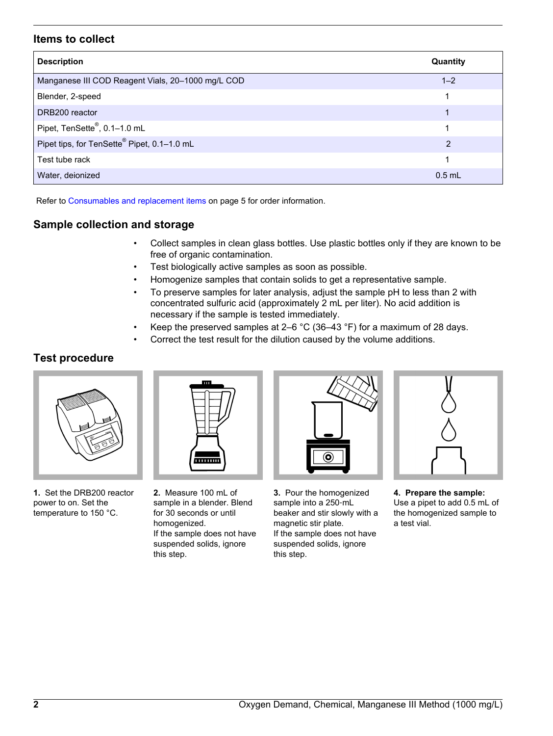## Items to collect

| Description | Quantity |
|---|---|
| Manganese III COD Reagent Vials, 20–1000 mg/L COD | 1–2 |
| Blender, 2-speed | 1 |
| DRB200 reactor | 1 |
| Pipet, TenSette®, 0.1–1.0 mL | 1 |
| Pipet tips, for TenSette® Pipet, 0.1–1.0 mL | 2 |
| Test tube rack | 1 |
| Water, deionized | 0.5 mL |

Refer to Consumables and replacement items on page 5 for order information.

## Sample collection and storage

- Collect samples in clean glass bottles. Use plastic bottles only if they are known to be free of organic contamination.
- Test biologically active samples as soon as possible.
- Homogenize samples that contain solids to get a representative sample.
- To preserve samples for later analysis, adjust the sample pH to less than 2 with concentrated sulfuric acid (approximately 2 mL per liter). No acid addition is necessary if the sample is tested immediately.
- Keep the preserved samples at 2–6 °C (36–43 °F) for a maximum of 28 days.
- Correct the test result for the dilution caused by the volume additions.

## Test procedure

**1.** Set the DRB200 reactor power to on. Set the temperature to 150 °C.

**2.** Measure 100 mL of sample in a blender. Blend for 30 seconds or until homogenized.
If the sample does not have suspended solids, ignore this step.

**3.** Pour the homogenized sample into a 250-mL beaker and stir slowly with a magnetic stir plate.
If the sample does not have suspended solids, ignore this step.

**4. Prepare the sample:** Use a pipet to add 0.5 mL of the homogenized sample to a test vial.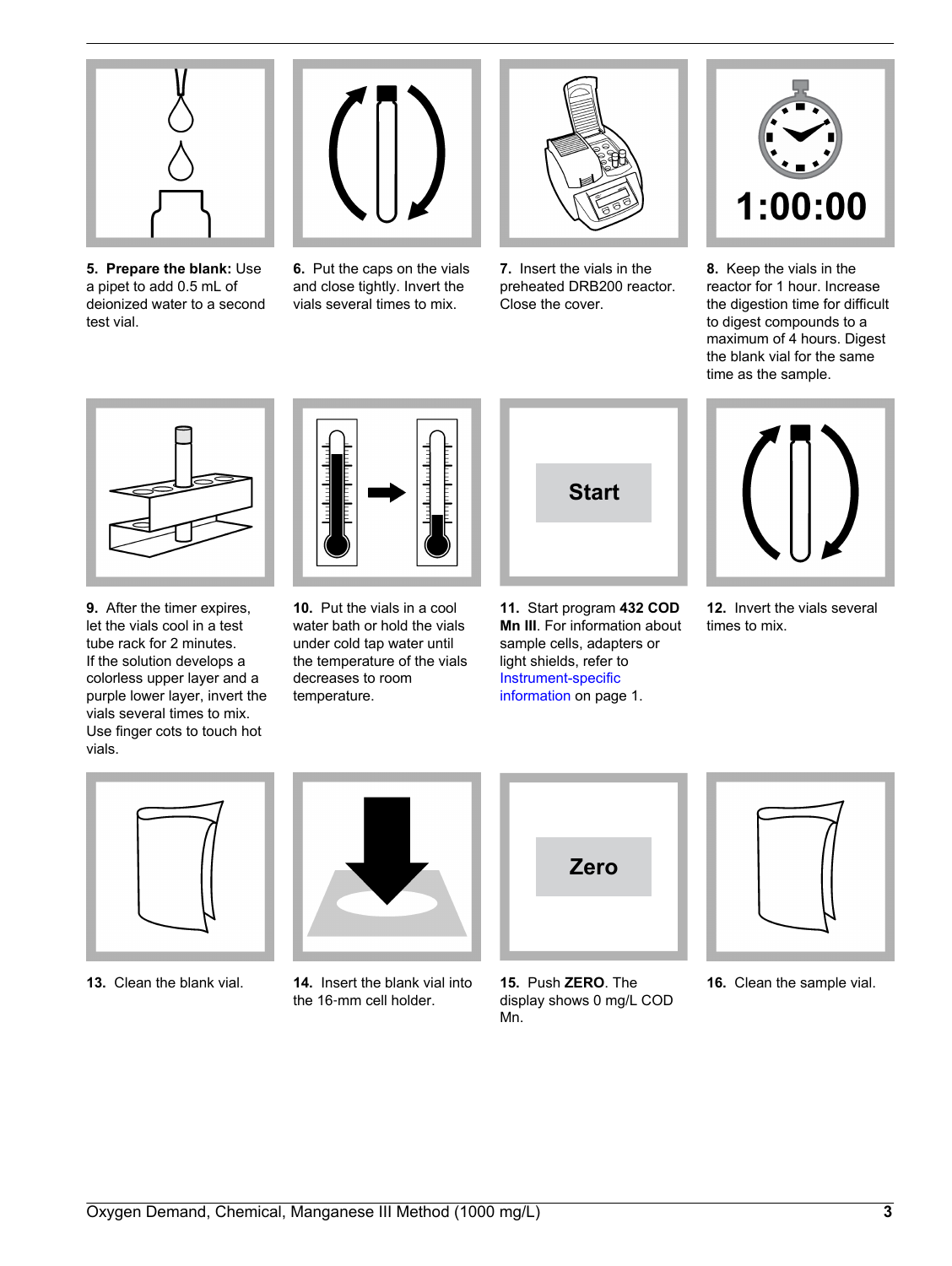**5. Prepare the blank:** Use a pipet to add 0.5 mL of deionized water to a second test vial.

**6.** Put the caps on the vials and close tightly. Invert the vials several times to mix.

**7.** Insert the vials in the preheated DRB200 reactor. Close the cover.

**8.** Keep the vials in the reactor for 1 hour. Increase the digestion time for difficult to digest compounds to a maximum of 4 hours. Digest the blank vial for the same time as the sample.

**9.** After the timer expires, let the vials cool in a test tube rack for 2 minutes. If the solution develops a colorless upper layer and a purple lower layer, invert the vials several times to mix. Use finger cots to touch hot vials.

**10.** Put the vials in a cool water bath or hold the vials under cold tap water until the temperature of the vials decreases to room temperature.

**11.** Start program **432 COD Mn III**. For information about sample cells, adapters or light shields, refer to Instrument-specific information on page 1.

**12.** Invert the vials several times to mix.

**13.** Clean the blank vial.

**14.** Insert the blank vial into the 16-mm cell holder.

**15.** Push **ZERO**. The display shows 0 mg/L COD Mn.

**16.** Clean the sample vial.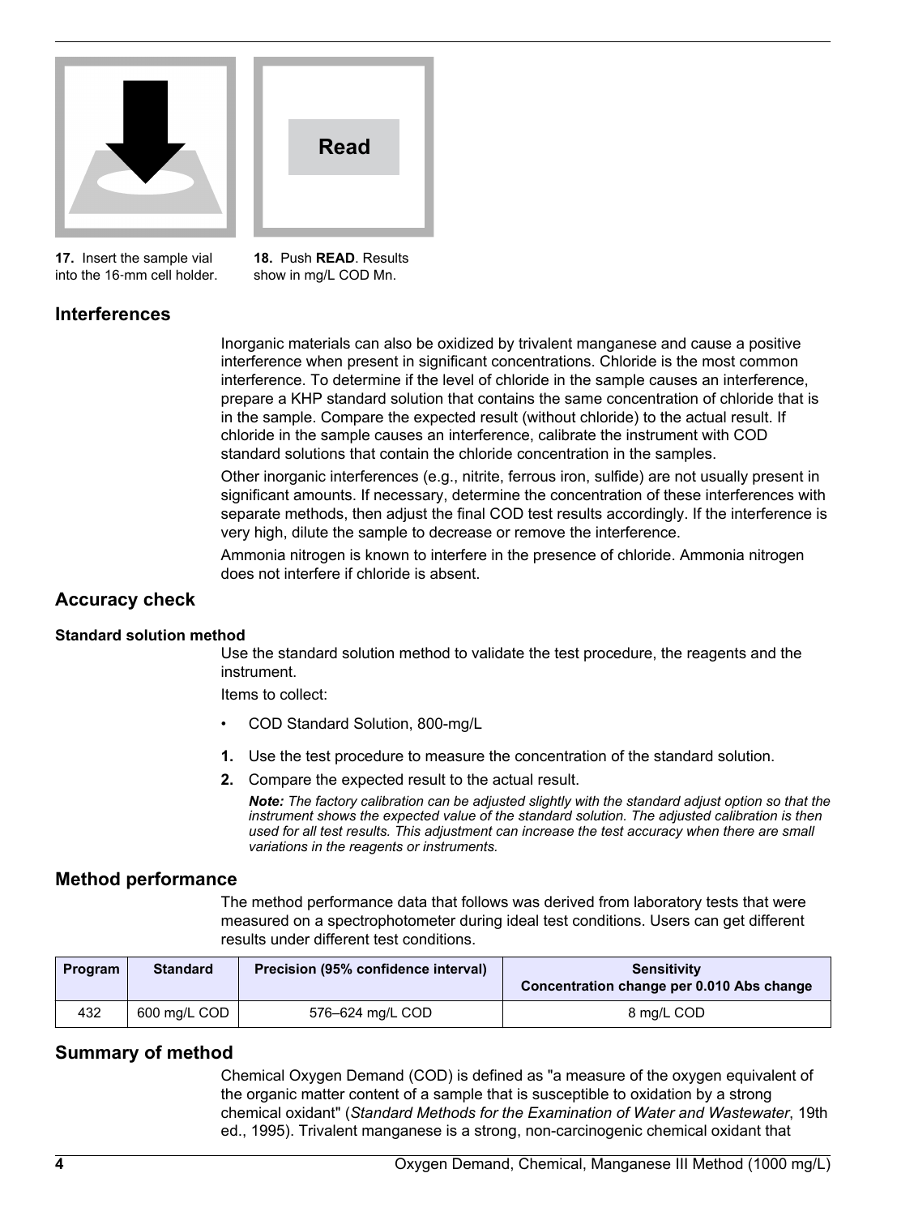**17.** Insert the sample vial into the 16-mm cell holder.

**18.** Push **READ**. Results show in mg/L COD Mn.

## Interferences

Inorganic materials can also be oxidized by trivalent manganese and cause a positive interference when present in significant concentrations. Chloride is the most common interference. To determine if the level of chloride in the sample causes an interference, prepare a KHP standard solution that contains the same concentration of chloride that is in the sample. Compare the expected result (without chloride) to the actual result. If chloride in the sample causes an interference, calibrate the instrument with COD standard solutions that contain the chloride concentration in the samples.

Other inorganic interferences (e.g., nitrite, ferrous iron, sulfide) are not usually present in significant amounts. If necessary, determine the concentration of these interferences with separate methods, then adjust the final COD test results accordingly. If the interference is very high, dilute the sample to decrease or remove the interference.

Ammonia nitrogen is known to interfere in the presence of chloride. Ammonia nitrogen does not interfere if chloride is absent.

## Accuracy check

### Standard solution method

Use the standard solution method to validate the test procedure, the reagents and the instrument.

Items to collect:

- COD Standard Solution, 800-mg/L

1. Use the test procedure to measure the concentration of the standard solution.
2. Compare the expected result to the actual result.

   ***Note:*** *The factory calibration can be adjusted slightly with the standard adjust option so that the instrument shows the expected value of the standard solution. The adjusted calibration is then used for all test results. This adjustment can increase the test accuracy when there are small variations in the reagents or instruments.*

## Method performance

The method performance data that follows was derived from laboratory tests that were measured on a spectrophotometer during ideal test conditions. Users can get different results under different test conditions.

| Program | Standard | Precision (95% confidence interval) | Sensitivity Concentration change per 0.010 Abs change |
|---|---|---|---|
| 432 | 600 mg/L COD | 576–624 mg/L COD | 8 mg/L COD |

## Summary of method

Chemical Oxygen Demand (COD) is defined as "a measure of the oxygen equivalent of the organic matter content of a sample that is susceptible to oxidation by a strong chemical oxidant" (*Standard Methods for the Examination of Water and Wastewater*, 19th ed., 1995). Trivalent manganese is a strong, non-carcinogenic chemical oxidant that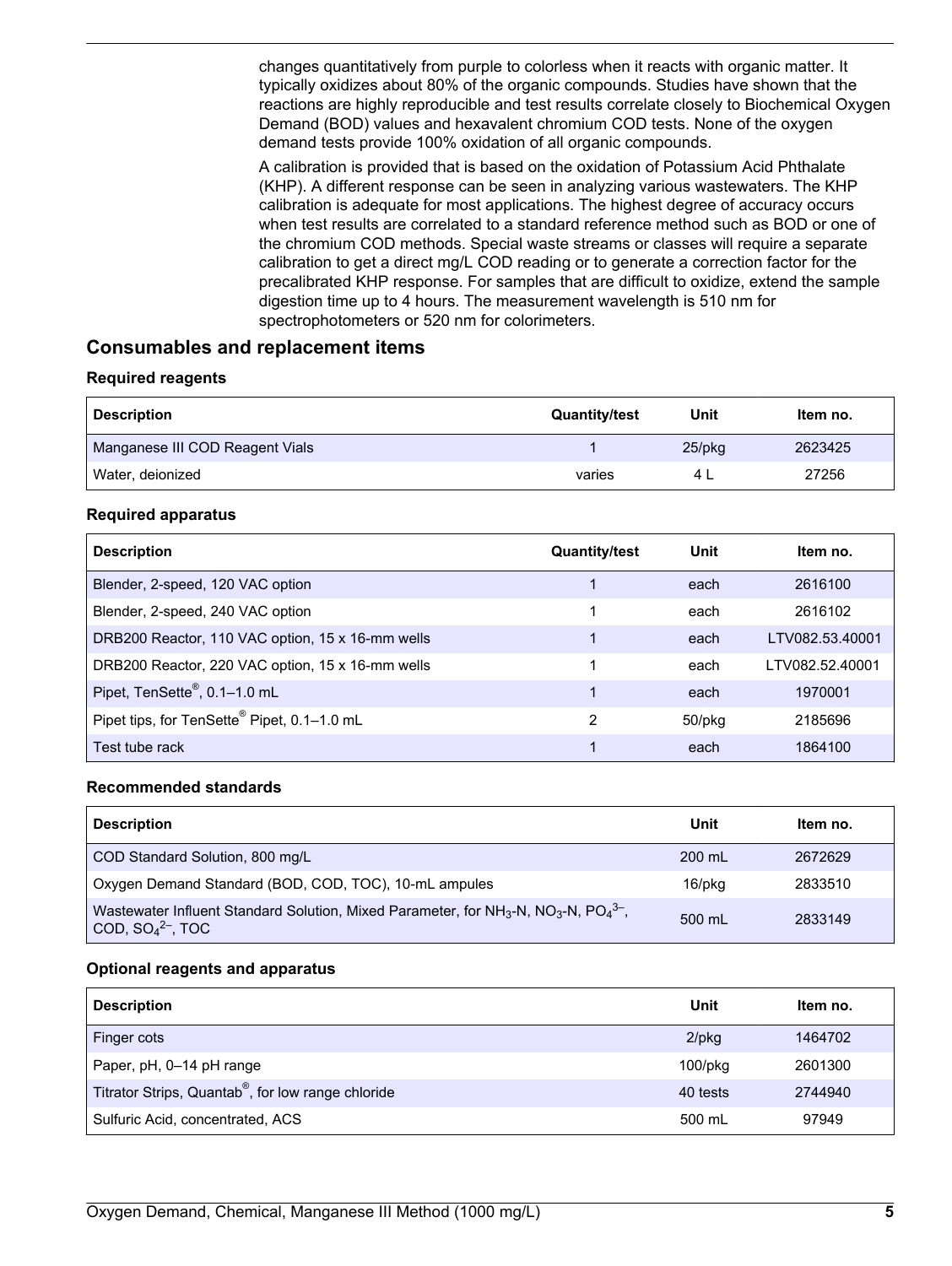changes quantitatively from purple to colorless when it reacts with organic matter. It typically oxidizes about 80% of the organic compounds. Studies have shown that the reactions are highly reproducible and test results correlate closely to Biochemical Oxygen Demand (BOD) values and hexavalent chromium COD tests. None of the oxygen demand tests provide 100% oxidation of all organic compounds.

A calibration is provided that is based on the oxidation of Potassium Acid Phthalate (KHP). A different response can be seen in analyzing various wastewaters. The KHP calibration is adequate for most applications. The highest degree of accuracy occurs when test results are correlated to a standard reference method such as BOD or one of the chromium COD methods. Special waste streams or classes will require a separate calibration to get a direct mg/L COD reading or to generate a correction factor for the precalibrated KHP response. For samples that are difficult to oxidize, extend the sample digestion time up to 4 hours. The measurement wavelength is 510 nm for spectrophotometers or 520 nm for colorimeters.

## Consumables and replacement items

### Required reagents

| Description | Quantity/test | Unit | Item no. |
|---|---|---|---|
| Manganese III COD Reagent Vials | 1 | 25/pkg | 2623425 |
| Water, deionized | varies | 4 L | 27256 |

### Required apparatus

| Description | Quantity/test | Unit | Item no. |
|---|---|---|---|
| Blender, 2-speed, 120 VAC option | 1 | each | 2616100 |
| Blender, 2-speed, 240 VAC option | 1 | each | 2616102 |
| DRB200 Reactor, 110 VAC option, 15 x 16-mm wells | 1 | each | LTV082.53.40001 |
| DRB200 Reactor, 220 VAC option, 15 x 16-mm wells | 1 | each | LTV082.52.40001 |
| Pipet, TenSette®, 0.1–1.0 mL | 1 | each | 1970001 |
| Pipet tips, for TenSette® Pipet, 0.1–1.0 mL | 2 | 50/pkg | 2185696 |
| Test tube rack | 1 | each | 1864100 |

### Recommended standards

| Description | Unit | Item no. |
|---|---|---|
| COD Standard Solution, 800 mg/L | 200 mL | 2672629 |
| Oxygen Demand Standard (BOD, COD, TOC), 10-mL ampules | 16/pkg | 2833510 |
| Wastewater Influent Standard Solution, Mixed Parameter, for $NH_3$-N, $NO_3$-N, $PO_4^{3-}$, COD, $SO_4^{2-}$, TOC | 500 mL | 2833149 |

### Optional reagents and apparatus

| Description | Unit | Item no. |
|---|---|---|
| Finger cots | 2/pkg | 1464702 |
| Paper, pH, 0–14 pH range | 100/pkg | 2601300 |
| Titrator Strips, Quantab®, for low range chloride | 40 tests | 2744940 |
| Sulfuric Acid, concentrated, ACS | 500 mL | 97949 |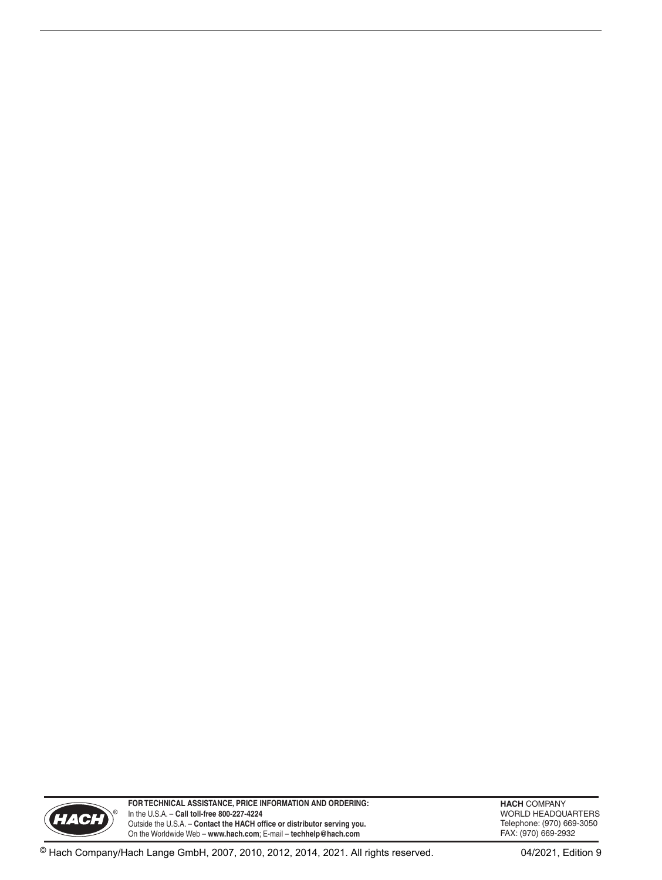**FOR TECHNICAL ASSISTANCE, PRICE INFORMATION AND ORDERING:**
In the U.S.A. – **Call toll-free 800-227-4224**
Outside the U.S.A. – **Contact the HACH office or distributor serving you.**
On the Worldwide Web – **www.hach.com**; E-mail – **techhelp@hach.com**

**HACH** COMPANY
WORLD HEADQUARTERS
Telephone: (970) 669-3050
FAX: (970) 669-2932

© Hach Company/Hach Lange GmbH, 2007, 2010, 2012, 2014, 2021. All rights reserved.

04/2021, Edition 9